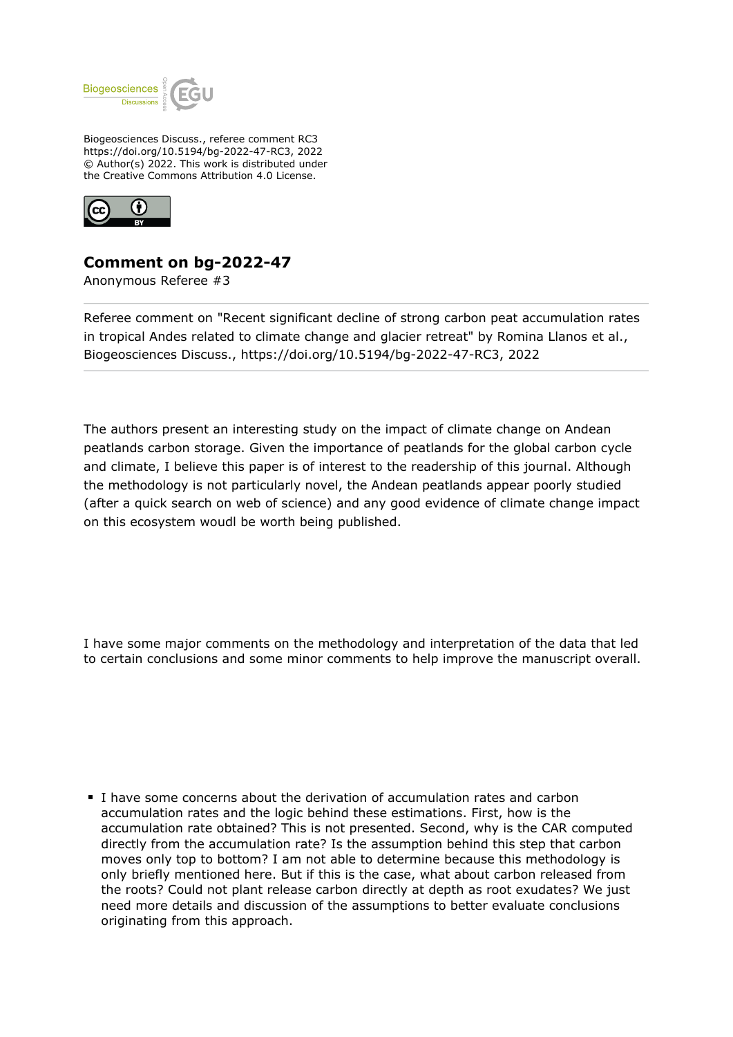Biogeosciences Discuss., referee comment RC3
https://doi.org/10.5194/bg-2022-47-RC3, 2022
© Author(s) 2022. This work is distributed under
the Creative Commons Attribution 4.0 License.

# Comment on bg-2022-47

Anonymous Referee #3

Referee comment on "Recent significant decline of strong carbon peat accumulation rates in tropical Andes related to climate change and glacier retreat" by Romina Llanos et al., Biogeosciences Discuss., https://doi.org/10.5194/bg-2022-47-RC3, 2022

The authors present an interesting study on the impact of climate change on Andean peatlands carbon storage. Given the importance of peatlands for the global carbon cycle and climate, I believe this paper is of interest to the readership of this journal. Although the methodology is not particularly novel, the Andean peatlands appear poorly studied (after a quick search on web of science) and any good evidence of climate change impact on this ecosystem woudl be worth being published.

I have some major comments on the methodology and interpretation of the data that led to certain conclusions and some minor comments to help improve the manuscript overall.

- I have some concerns about the derivation of accumulation rates and carbon accumulation rates and the logic behind these estimations. First, how is the accumulation rate obtained? This is not presented. Second, why is the CAR computed directly from the accumulation rate? Is the assumption behind this step that carbon moves only top to bottom? I am not able to determine because this methodology is only briefly mentioned here. But if this is the case, what about carbon released from the roots? Could not plant release carbon directly at depth as root exudates? We just need more details and discussion of the assumptions to better evaluate conclusions originating from this approach.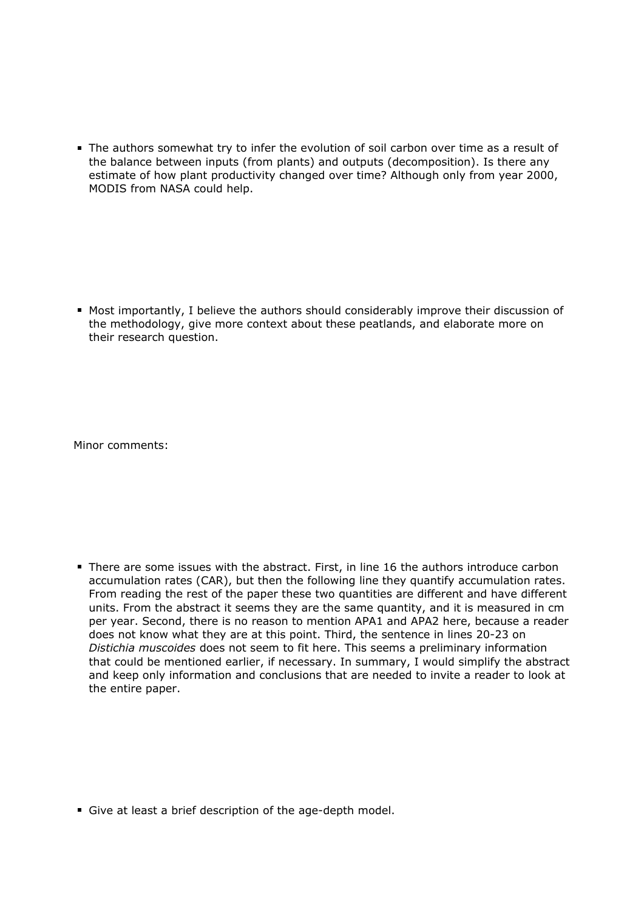- The authors somewhat try to infer the evolution of soil carbon over time as a result of the balance between inputs (from plants) and outputs (decomposition). Is there any estimate of how plant productivity changed over time? Although only from year 2000, MODIS from NASA could help.

- Most importantly, I believe the authors should considerably improve their discussion of the methodology, give more context about these peatlands, and elaborate more on their research question.

Minor comments:

- There are some issues with the abstract. First, in line 16 the authors introduce carbon accumulation rates (CAR), but then the following line they quantify accumulation rates. From reading the rest of the paper these two quantities are different and have different units. From the abstract it seems they are the same quantity, and it is measured in cm per year. Second, there is no reason to mention APA1 and APA2 here, because a reader does not know what they are at this point. Third, the sentence in lines 20-23 on *Distichia muscoides* does not seem to fit here. This seems a preliminary information that could be mentioned earlier, if necessary. In summary, I would simplify the abstract and keep only information and conclusions that are needed to invite a reader to look at the entire paper.

- Give at least a brief description of the age-depth model.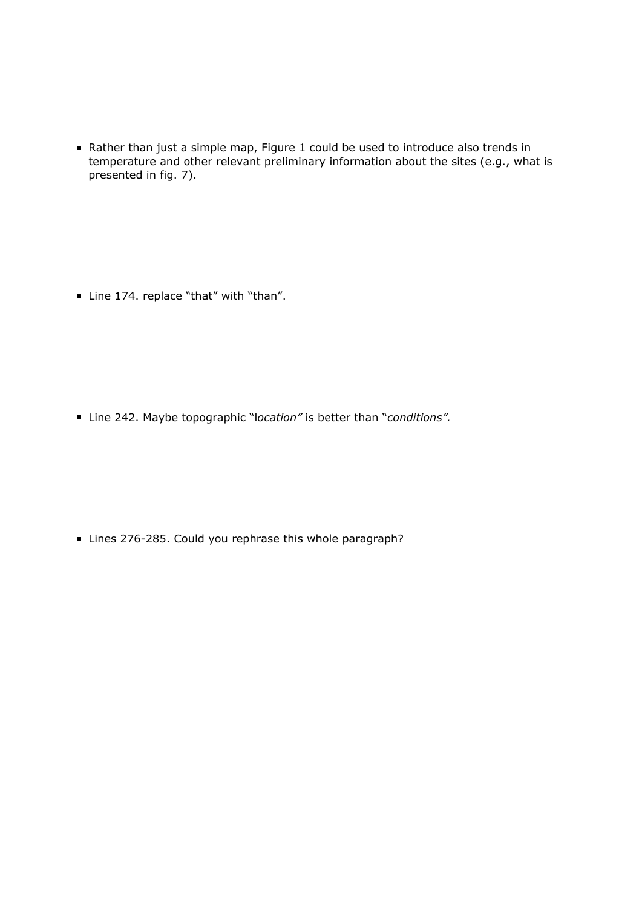- Rather than just a simple map, Figure 1 could be used to introduce also trends in temperature and other relevant preliminary information about the sites (e.g., what is presented in fig. 7).

- Line 174. replace “that” with “than”.

- Line 242. Maybe topographic “l*ocation”* is better than “*conditions”.*

- Lines 276-285. Could you rephrase this whole paragraph?